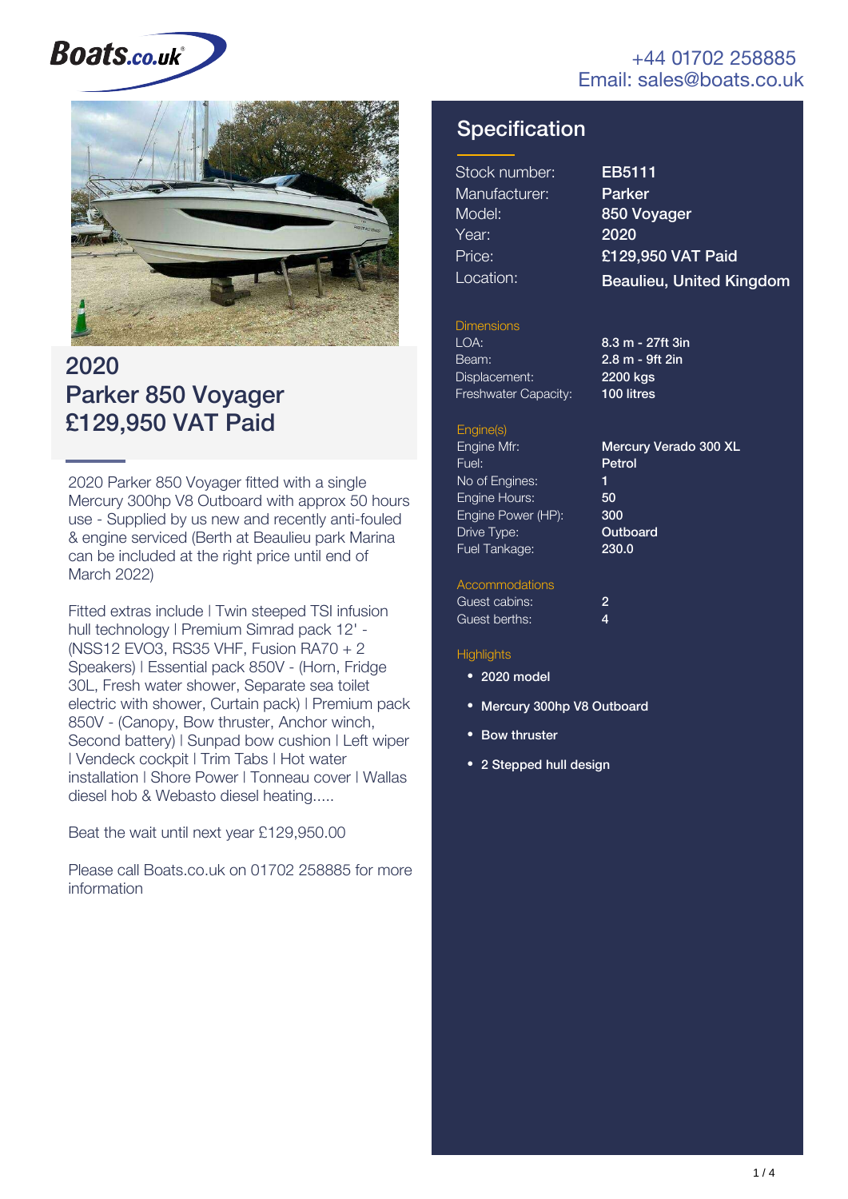Boats.co.uk

+44 01702 258885
Email: sales@boats.co.uk

# 2020 Parker 850 Voyager £129,950 VAT Paid

2020 Parker 850 Voyager fitted with a single Mercury 300hp V8 Outboard with approx 50 hours use - Supplied by us new and recently anti-fouled & engine serviced (Berth at Beaulieu park Marina can be included at the right price until end of March 2022)

Fitted extras include | Twin steeped TSI infusion hull technology | Premium Simrad pack 12' - (NSS12 EVO3, RS35 VHF, Fusion RA70 + 2 Speakers) | Essential pack 850V - (Horn, Fridge 30L, Fresh water shower, Separate sea toilet electric with shower, Curtain pack) | Premium pack 850V - (Canopy, Bow thruster, Anchor winch, Second battery) | Sunpad bow cushion | Left wiper | Vendeck cockpit | Trim Tabs | Hot water installation | Shore Power | Tonneau cover | Wallas diesel hob & Webasto diesel heating.....

Beat the wait until next year £129,950.00

Please call Boats.co.uk on 01702 258885 for more information

## Specification

| | |
|---|---|
| Stock number: | **EB5111** |
| Manufacturer: | **Parker** |
| Model: | **850 Voyager** |
| Year: | **2020** |
| Price: | **£129,950 VAT Paid** |
| Location: | **Beaulieu, United Kingdom** |

### Dimensions

| | |
|---|---|
| LOA: | **8.3 m - 27ft 3in** |
| Beam: | **2.8 m - 9ft 2in** |
| Displacement: | **2200 kgs** |
| Freshwater Capacity: | **100 litres** |

### Engine(s)

| | |
|---|---|
| Engine Mfr: | **Mercury Verado 300 XL** |
| Fuel: | **Petrol** |
| No of Engines: | **1** |
| Engine Hours: | **50** |
| Engine Power (HP): | **300** |
| Drive Type: | **Outboard** |
| Fuel Tankage: | **230.0** |

### Accommodations

| | |
|---|---|
| Guest cabins: | **2** |
| Guest berths: | **4** |

### Highlights

- **2020 model**
- **Mercury 300hp V8 Outboard**
- **Bow thruster**
- **2 Stepped hull design**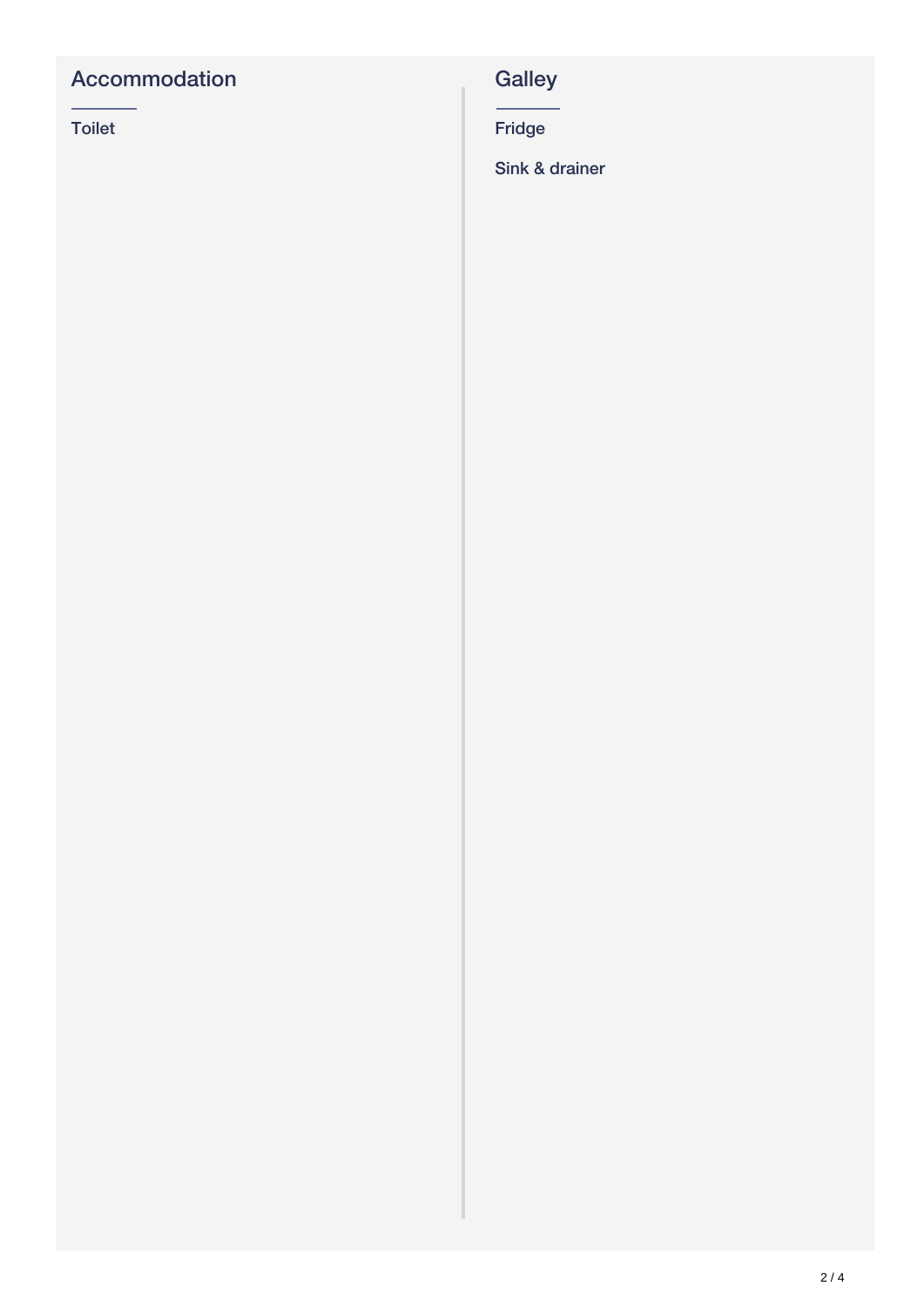## Accommodation

Toilet

## Galley

Fridge

Sink & drainer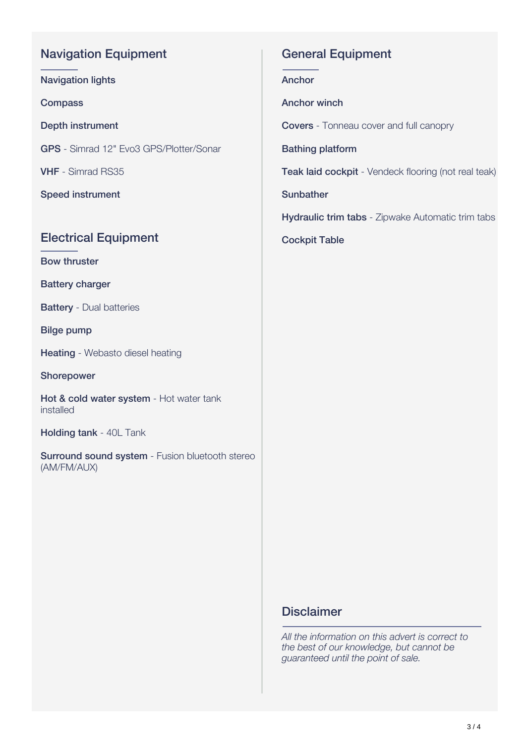## Navigation Equipment

**Navigation lights**

**Compass**

**Depth instrument**

**GPS** - Simrad 12" Evo3 GPS/Plotter/Sonar

**VHF** - Simrad RS35

**Speed instrument**

## Electrical Equipment

**Bow thruster**

**Battery charger**

**Battery** - Dual batteries

**Bilge pump**

**Heating** - Webasto diesel heating

**Shorepower**

**Hot & cold water system** - Hot water tank installed

**Holding tank** - 40L Tank

**Surround sound system** - Fusion bluetooth stereo (AM/FM/AUX)

## General Equipment

**Anchor**

**Anchor winch**

**Covers** - Tonneau cover and full canopry

**Bathing platform**

**Teak laid cockpit** - Vendeck flooring (not real teak)

**Sunbather**

**Hydraulic trim tabs** - Zipwake Automatic trim tabs

**Cockpit Table**

## Disclaimer

*All the information on this advert is correct to the best of our knowledge, but cannot be guaranteed until the point of sale.*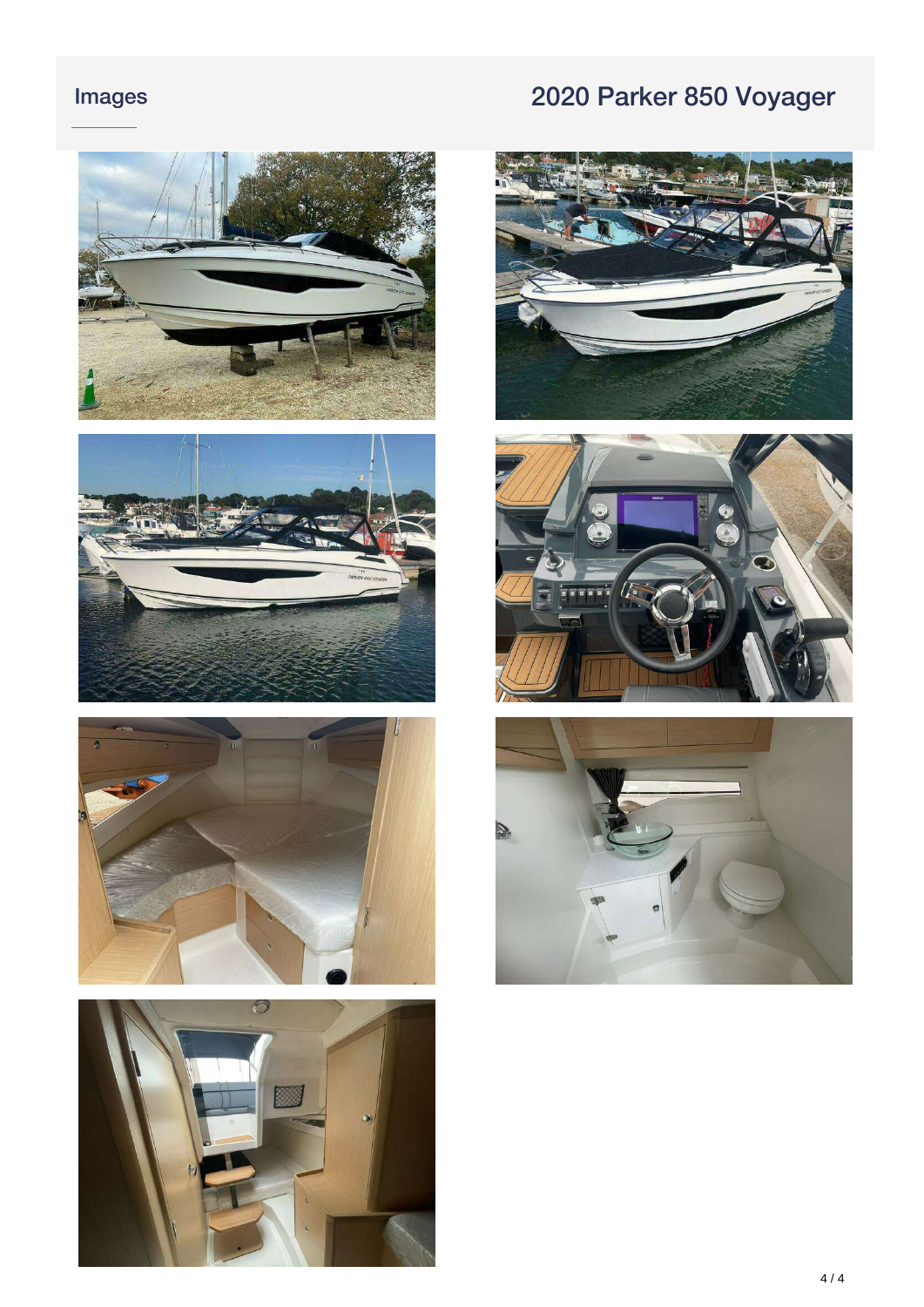## Images

## 2020 Parker 850 Voyager